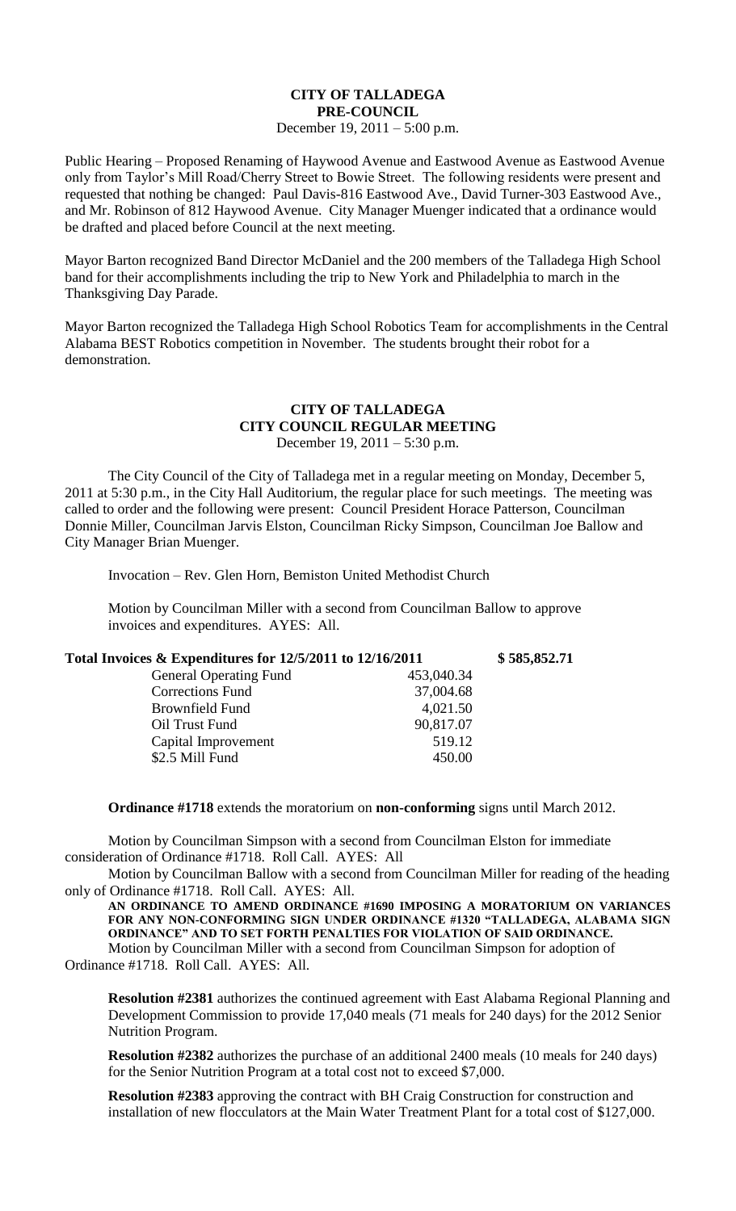# CITY OF TALLADEGA
## PRE-COUNCIL
December 19, 2011 – 5:00 p.m.

Public Hearing – Proposed Renaming of Haywood Avenue and Eastwood Avenue as Eastwood Avenue only from Taylor's Mill Road/Cherry Street to Bowie Street. The following residents were present and requested that nothing be changed: Paul Davis-816 Eastwood Ave., David Turner-303 Eastwood Ave., and Mr. Robinson of 812 Haywood Avenue. City Manager Muenger indicated that a ordinance would be drafted and placed before Council at the next meeting.

Mayor Barton recognized Band Director McDaniel and the 200 members of the Talladega High School band for their accomplishments including the trip to New York and Philadelphia to march in the Thanksgiving Day Parade.

Mayor Barton recognized the Talladega High School Robotics Team for accomplishments in the Central Alabama BEST Robotics competition in November. The students brought their robot for a demonstration.

# CITY OF TALLADEGA
## CITY COUNCIL REGULAR MEETING
December 19, 2011 – 5:30 p.m.

The City Council of the City of Talladega met in a regular meeting on Monday, December 5, 2011 at 5:30 p.m., in the City Hall Auditorium, the regular place for such meetings. The meeting was called to order and the following were present: Council President Horace Patterson, Councilman Donnie Miller, Councilman Jarvis Elston, Councilman Ricky Simpson, Councilman Joe Ballow and City Manager Brian Muenger.

Invocation – Rev. Glen Horn, Bemiston United Methodist Church

Motion by Councilman Miller with a second from Councilman Ballow to approve invoices and expenditures. AYES: All.

**Total Invoices & Expenditures for 12/5/2011 to 12/16/2011** **$ 585,852.71**

| | |
|---|---|
| General Operating Fund | 453,040.34 |
| Corrections Fund | 37,004.68 |
| Brownfield Fund | 4,021.50 |
| Oil Trust Fund | 90,817.07 |
| Capital Improvement | 519.12 |
| $2.5 Mill Fund | 450.00 |

**Ordinance #1718** extends the moratorium on **non-conforming** signs until March 2012.

Motion by Councilman Simpson with a second from Councilman Elston for immediate consideration of Ordinance #1718. Roll Call. AYES: All

Motion by Councilman Ballow with a second from Councilman Miller for reading of the heading only of Ordinance #1718. Roll Call. AYES: All.

**AN ORDINANCE TO AMEND ORDINANCE #1690 IMPOSING A MORATORIUM ON VARIANCES FOR ANY NON-CONFORMING SIGN UNDER ORDINANCE #1320 "TALLADEGA, ALABAMA SIGN ORDINANCE" AND TO SET FORTH PENALTIES FOR VIOLATION OF SAID ORDINANCE.**

Motion by Councilman Miller with a second from Councilman Simpson for adoption of Ordinance #1718. Roll Call. AYES: All.

**Resolution #2381** authorizes the continued agreement with East Alabama Regional Planning and Development Commission to provide 17,040 meals (71 meals for 240 days) for the 2012 Senior Nutrition Program.

**Resolution #2382** authorizes the purchase of an additional 2400 meals (10 meals for 240 days) for the Senior Nutrition Program at a total cost not to exceed $7,000.

**Resolution #2383** approving the contract with BH Craig Construction for construction and installation of new flocculators at the Main Water Treatment Plant for a total cost of $127,000.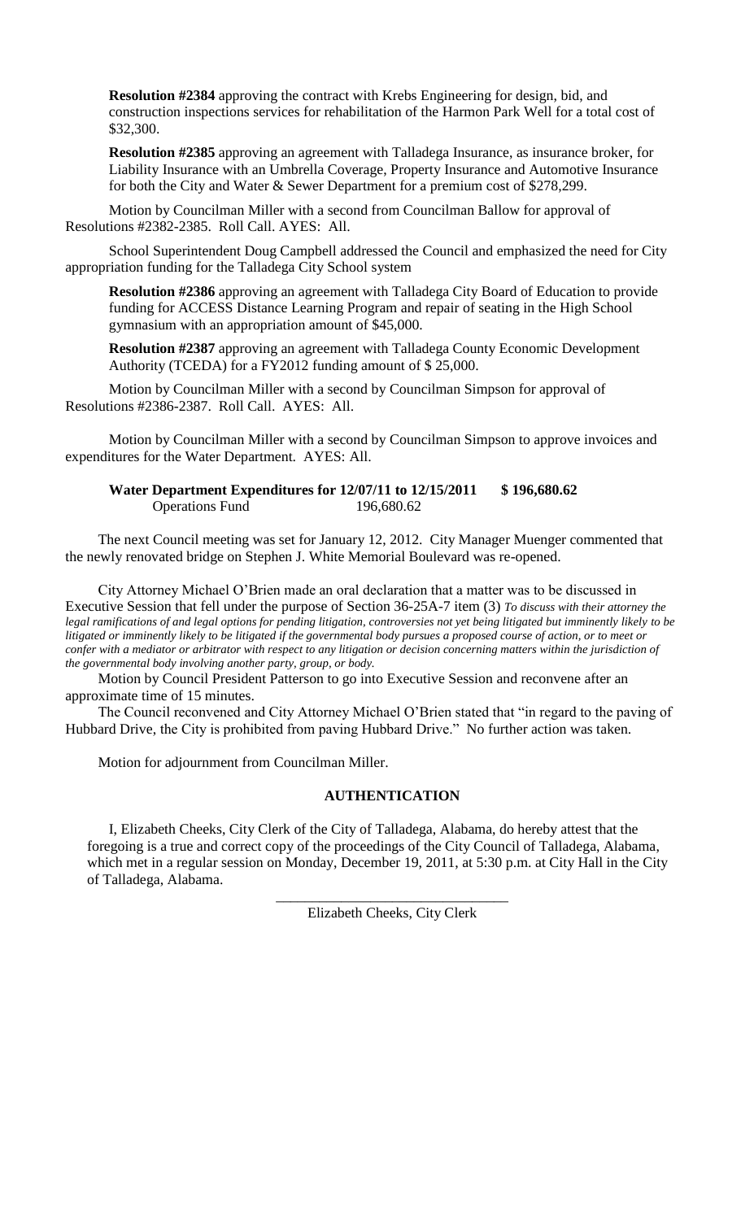**Resolution #2384** approving the contract with Krebs Engineering for design, bid, and construction inspections services for rehabilitation of the Harmon Park Well for a total cost of $32,300.

**Resolution #2385** approving an agreement with Talladega Insurance, as insurance broker, for Liability Insurance with an Umbrella Coverage, Property Insurance and Automotive Insurance for both the City and Water & Sewer Department for a premium cost of $278,299.

Motion by Councilman Miller with a second from Councilman Ballow for approval of Resolutions #2382-2385. Roll Call. AYES: All.

School Superintendent Doug Campbell addressed the Council and emphasized the need for City appropriation funding for the Talladega City School system

**Resolution #2386** approving an agreement with Talladega City Board of Education to provide funding for ACCESS Distance Learning Program and repair of seating in the High School gymnasium with an appropriation amount of $45,000.

**Resolution #2387** approving an agreement with Talladega County Economic Development Authority (TCEDA) for a FY2012 funding amount of $ 25,000.

Motion by Councilman Miller with a second by Councilman Simpson for approval of Resolutions #2386-2387. Roll Call. AYES: All.

Motion by Councilman Miller with a second by Councilman Simpson to approve invoices and expenditures for the Water Department. AYES: All.

**Water Department Expenditures for 12/07/11 to 12/15/2011 $ 196,680.62**
Operations Fund 196,680.62

The next Council meeting was set for January 12, 2012. City Manager Muenger commented that the newly renovated bridge on Stephen J. White Memorial Boulevard was re-opened.

City Attorney Michael O'Brien made an oral declaration that a matter was to be discussed in Executive Session that fell under the purpose of Section 36-25A-7 item (3) *To discuss with their attorney the legal ramifications of and legal options for pending litigation, controversies not yet being litigated but imminently likely to be litigated or imminently likely to be litigated if the governmental body pursues a proposed course of action, or to meet or confer with a mediator or arbitrator with respect to any litigation or decision concerning matters within the jurisdiction of the governmental body involving another party, group, or body.*

Motion by Council President Patterson to go into Executive Session and reconvene after an approximate time of 15 minutes.

The Council reconvened and City Attorney Michael O'Brien stated that "in regard to the paving of Hubbard Drive, the City is prohibited from paving Hubbard Drive." No further action was taken.

Motion for adjournment from Councilman Miller.

## AUTHENTICATION

I, Elizabeth Cheeks, City Clerk of the City of Talladega, Alabama, do hereby attest that the foregoing is a true and correct copy of the proceedings of the City Council of Talladega, Alabama, which met in a regular session on Monday, December 19, 2011, at 5:30 p.m. at City Hall in the City of Talladega, Alabama.

\_\_\_\_\_\_\_\_\_\_\_\_\_\_\_\_\_\_\_\_\_\_\_\_\_\_\_\_\_\_\_\_

Elizabeth Cheeks, City Clerk